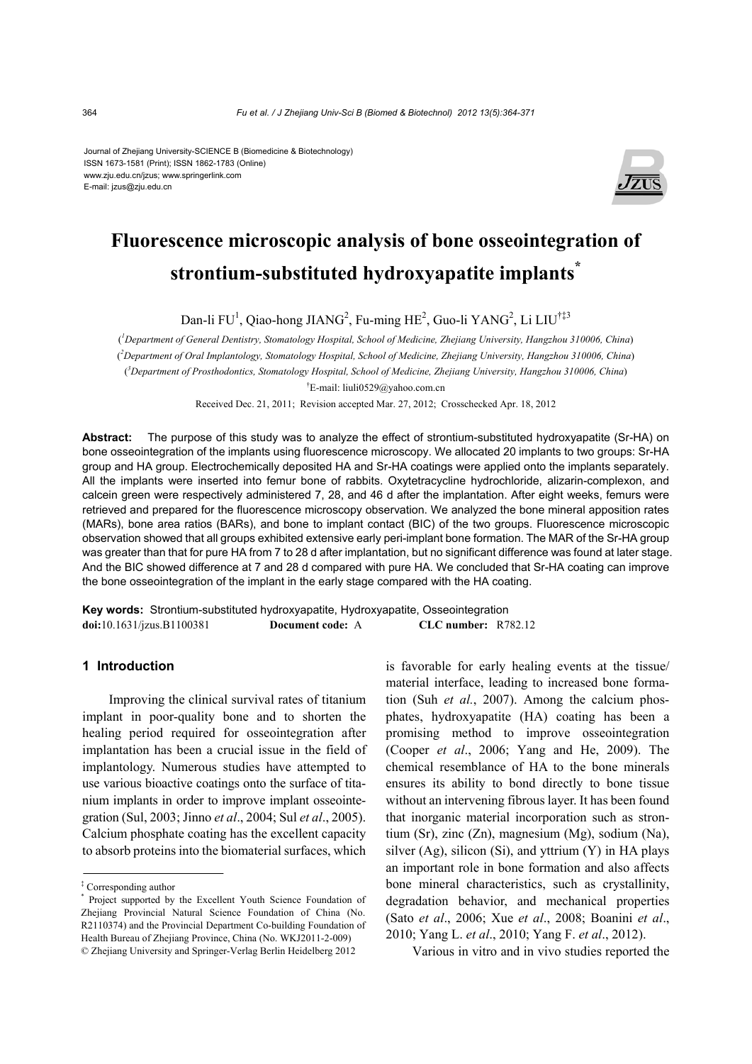Journal of Zhejiang University-SCIENCE B (Biomedicine & Biotechnology)
ISSN 1673-1581 (Print); ISSN 1862-1783 (Online)
www.zju.edu.cn/jzus; www.springerlink.com
E-mail: jzus@zju.edu.cn

# Fluorescence microscopic analysis of bone osseointegration of strontium-substituted hydroxyapatite implants*

Dan-li FU[1], Qiao-hong JIANG[2], Fu-ming HE[2], Guo-li YANG[2], Li LIU[†‡3]

([1]Department of General Dentistry, Stomatology Hospital, School of Medicine, Zhejiang University, Hangzhou 310006, China)
([2]Department of Oral Implantology, Stomatology Hospital, School of Medicine, Zhejiang University, Hangzhou 310006, China)
([3]Department of Prosthodontics, Stomatology Hospital, School of Medicine, Zhejiang University, Hangzhou 310006, China)
[†]E-mail: liuli0529@yahoo.com.cn

Received Dec. 21, 2011; Revision accepted Mar. 27, 2012; Crosschecked Apr. 18, 2012

**Abstract:** The purpose of this study was to analyze the effect of strontium-substituted hydroxyapatite (Sr-HA) on bone osseointegration of the implants using fluorescence microscopy. We allocated 20 implants to two groups: Sr-HA group and HA group. Electrochemically deposited HA and Sr-HA coatings were applied onto the implants separately. All the implants were inserted into femur bone of rabbits. Oxytetracycline hydrochloride, alizarin-complexon, and calcein green were respectively administered 7, 28, and 46 d after the implantation. After eight weeks, femurs were retrieved and prepared for the fluorescence microscopy observation. We analyzed the bone mineral apposition rates (MARs), bone area ratios (BARs), and bone to implant contact (BIC) of the two groups. Fluorescence microscopic observation showed that all groups exhibited extensive early peri-implant bone formation. The MAR of the Sr-HA group was greater than that for pure HA from 7 to 28 d after implantation, but no significant difference was found at later stage. And the BIC showed difference at 7 and 28 d compared with pure HA. We concluded that Sr-HA coating can improve the bone osseointegration of the implant in the early stage compared with the HA coating.

**Key words:** Strontium-substituted hydroxyapatite, Hydroxyapatite, Osseointegration
**doi:**10.1631/jzus.B1100381 **Document code:** A **CLC number:** R782.12

## 1 Introduction

Improving the clinical survival rates of titanium implant in poor-quality bone and to shorten the healing period required for osseointegration after implantation has been a crucial issue in the field of implantology. Numerous studies have attempted to use various bioactive coatings onto the surface of titanium implants in order to improve implant osseointegration (Sul, 2003; Jinno *et al*., 2004; Sul *et al*., 2005). Calcium phosphate coating has the excellent capacity to absorb proteins into the biomaterial surfaces, which is favorable for early healing events at the tissue/material interface, leading to increased bone formation (Suh *et al.*, 2007). Among the calcium phosphates, hydroxyapatite (HA) coating has been a promising method to improve osseointegration (Cooper *et al*., 2006; Yang and He, 2009). The chemical resemblance of HA to the bone minerals ensures its ability to bond directly to bone tissue without an intervening fibrous layer. It has been found that inorganic material incorporation such as strontium (Sr), zinc (Zn), magnesium (Mg), sodium (Na), silver (Ag), silicon (Si), and yttrium (Y) in HA plays an important role in bone formation and also affects bone mineral characteristics, such as crystallinity, degradation behavior, and mechanical properties (Sato *et al*., 2006; Xue *et al*., 2008; Boanini *et al*., 2010; Yang L. *et al*., 2010; Yang F. *et al*., 2012).

Various in vitro and in vivo studies reported the

---

‡ Corresponding author
\* Project supported by the Excellent Youth Science Foundation of Zhejiang Provincial Natural Science Foundation of China (No. R2110374) and the Provincial Department Co-building Foundation of Health Bureau of Zhejiang Province, China (No. WKJ2011-2-009)
© Zhejiang University and Springer-Verlag Berlin Heidelberg 2012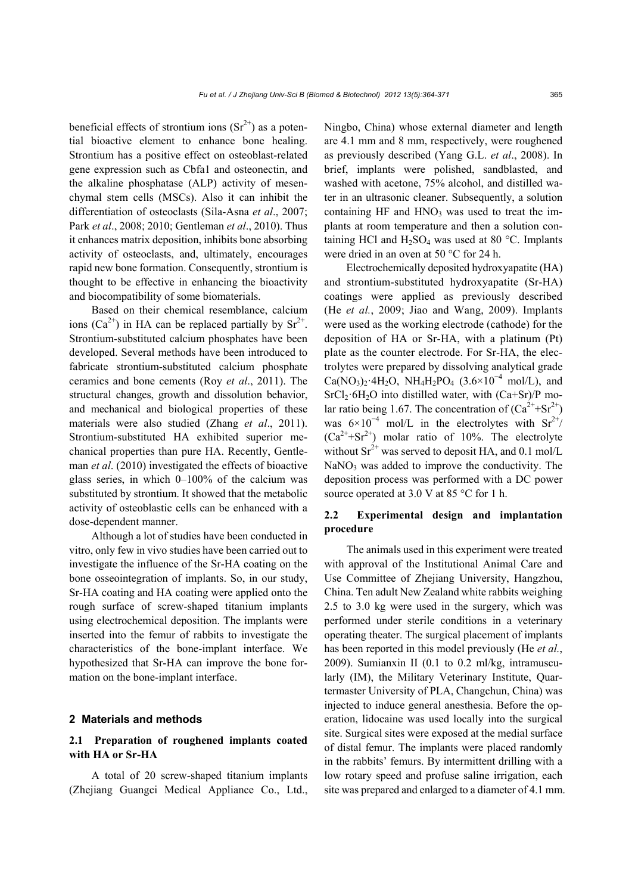beneficial effects of strontium ions ($Sr^{2+}$) as a potential bioactive element to enhance bone healing. Strontium has a positive effect on osteoblast-related gene expression such as Cbfa1 and osteonectin, and the alkaline phosphatase (ALP) activity of mesenchymal stem cells (MSCs). Also it can inhibit the differentiation of osteoclasts (Sila-Asna *et al*., 2007; Park *et al*., 2008; 2010; Gentleman *et al*., 2010). Thus it enhances matrix deposition, inhibits bone absorbing activity of osteoclasts, and, ultimately, encourages rapid new bone formation. Consequently, strontium is thought to be effective in enhancing the bioactivity and biocompatibility of some biomaterials.

Based on their chemical resemblance, calcium ions ($Ca^{2+}$) in HA can be replaced partially by $Sr^{2+}$. Strontium-substituted calcium phosphates have been developed. Several methods have been introduced to fabricate strontium-substituted calcium phosphate ceramics and bone cements (Roy *et al*., 2011). The structural changes, growth and dissolution behavior, and mechanical and biological properties of these materials were also studied (Zhang *et al*., 2011). Strontium-substituted HA exhibited superior mechanical properties than pure HA. Recently, Gentleman *et al*. (2010) investigated the effects of bioactive glass series, in which 0–100% of the calcium was substituted by strontium. It showed that the metabolic activity of osteoblastic cells can be enhanced with a dose-dependent manner.

Although a lot of studies have been conducted in vitro, only few in vivo studies have been carried out to investigate the influence of the Sr-HA coating on the bone osseointegration of implants. So, in our study, Sr-HA coating and HA coating were applied onto the rough surface of screw-shaped titanium implants using electrochemical deposition. The implants were inserted into the femur of rabbits to investigate the characteristics of the bone-implant interface. We hypothesized that Sr-HA can improve the bone formation on the bone-implant interface.

## 2 Materials and methods

### 2.1 Preparation of roughened implants coated with HA or Sr-HA

A total of 20 screw-shaped titanium implants (Zhejiang Guangci Medical Appliance Co., Ltd., Ningbo, China) whose external diameter and length are 4.1 mm and 8 mm, respectively, were roughened as previously described (Yang G.L. *et al*., 2008). In brief, implants were polished, sandblasted, and washed with acetone, 75% alcohol, and distilled water in an ultrasonic cleaner. Subsequently, a solution containing HF and $HNO_3$ was used to treat the implants at room temperature and then a solution containing HCl and $H_2SO_4$ was used at 80 °C. Implants were dried in an oven at 50 °C for 24 h.

Electrochemically deposited hydroxyapatite (HA) and strontium-substituted hydroxyapatite (Sr-HA) coatings were applied as previously described (He *et al.*, 2009; Jiao and Wang, 2009). Implants were used as the working electrode (cathode) for the deposition of HA or Sr-HA, with a platinum (Pt) plate as the counter electrode. For Sr-HA, the electrolytes were prepared by dissolving analytical grade $Ca(NO_3)_2 \cdot 4H_2O$, $NH_4H_2PO_4$ ($3.6\times10^{-4}$ mol/L), and $SrCl_2 \cdot 6H_2O$ into distilled water, with (Ca+Sr)/P molar ratio being 1.67. The concentration of ($Ca^{2+}$+$Sr^{2+}$) was $6\times10^{-4}$ mol/L in the electrolytes with $Sr^{2+}$/($Ca^{2+}$+$Sr^{2+}$) molar ratio of 10%. The electrolyte without $Sr^{2+}$ was served to deposit HA, and 0.1 mol/L $NaNO_3$ was added to improve the conductivity. The deposition process was performed with a DC power source operated at 3.0 V at 85 °C for 1 h.

### 2.2 Experimental design and implantation procedure

The animals used in this experiment were treated with approval of the Institutional Animal Care and Use Committee of Zhejiang University, Hangzhou, China. Ten adult New Zealand white rabbits weighing 2.5 to 3.0 kg were used in the surgery, which was performed under sterile conditions in a veterinary operating theater. The surgical placement of implants has been reported in this model previously (He *et al.*, 2009). Sumianxin II (0.1 to 0.2 ml/kg, intramuscularly (IM), the Military Veterinary Institute, Quartermaster University of PLA, Changchun, China) was injected to induce general anesthesia. Before the operation, lidocaine was used locally into the surgical site. Surgical sites were exposed at the medial surface of distal femur. The implants were placed randomly in the rabbits' femurs. By intermittent drilling with a low rotary speed and profuse saline irrigation, each site was prepared and enlarged to a diameter of 4.1 mm.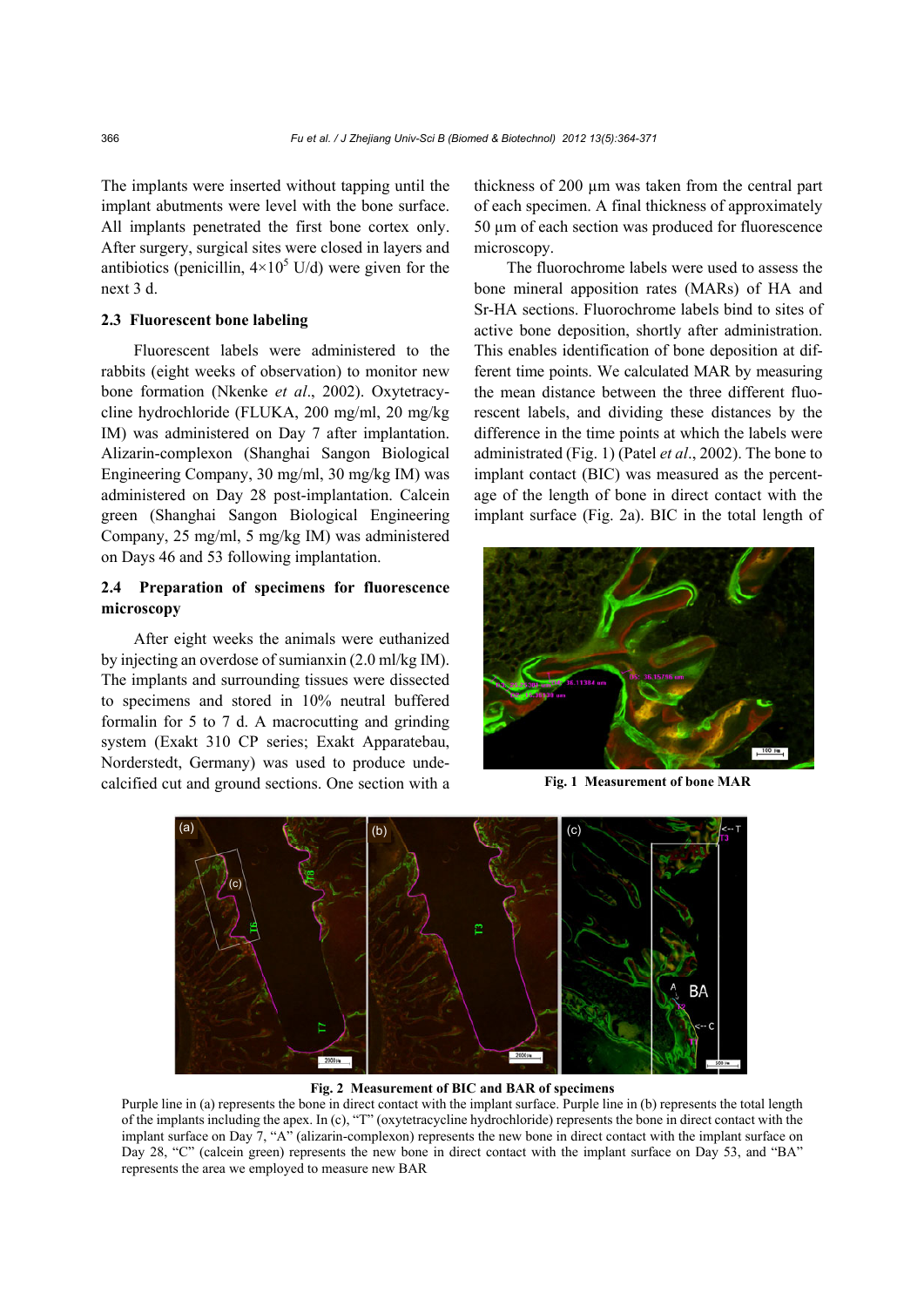The implants were inserted without tapping until the implant abutments were level with the bone surface. All implants penetrated the first bone cortex only. After surgery, surgical sites were closed in layers and antibiotics (penicillin, $4\times10^5$ U/d) were given for the next 3 d.

### 2.3 Fluorescent bone labeling

Fluorescent labels were administered to the rabbits (eight weeks of observation) to monitor new bone formation (Nkenke *et al*., 2002). Oxytetracycline hydrochloride (FLUKA, 200 mg/ml, 20 mg/kg IM) was administered on Day 7 after implantation. Alizarin-complexon (Shanghai Sangon Biological Engineering Company, 30 mg/ml, 30 mg/kg IM) was administered on Day 28 post-implantation. Calcein green (Shanghai Sangon Biological Engineering Company, 25 mg/ml, 5 mg/kg IM) was administered on Days 46 and 53 following implantation.

### 2.4 Preparation of specimens for fluorescence microscopy

After eight weeks the animals were euthanized by injecting an overdose of sumianxin (2.0 ml/kg IM). The implants and surrounding tissues were dissected to specimens and stored in 10% neutral buffered formalin for 5 to 7 d. A macrocutting and grinding system (Exakt 310 CP series; Exakt Apparatebau, Norderstedt, Germany) was used to produce undecalcified cut and ground sections. One section with a thickness of 200 μm was taken from the central part of each specimen. A final thickness of approximately 50 μm of each section was produced for fluorescence microscopy.

The fluorochrome labels were used to assess the bone mineral apposition rates (MARs) of HA and Sr-HA sections. Fluorochrome labels bind to sites of active bone deposition, shortly after administration. This enables identification of bone deposition at different time points. We calculated MAR by measuring the mean distance between the three different fluorescent labels, and dividing these distances by the difference in the time points at which the labels were administrated (Fig. 1) (Patel *et al*., 2002). The bone to implant contact (BIC) was measured as the percentage of the length of bone in direct contact with the implant surface (Fig. 2a). BIC in the total length of

**Fig. 1 Measurement of bone MAR**

**Fig. 2 Measurement of BIC and BAR of specimens**

Purple line in (a) represents the bone in direct contact with the implant surface. Purple line in (b) represents the total length of the implants including the apex. In (c), "T" (oxytetracycline hydrochloride) represents the bone in direct contact with the implant surface on Day 7, "A" (alizarin-complexon) represents the new bone in direct contact with the implant surface on Day 28, "C" (calcein green) represents the new bone in direct contact with the implant surface on Day 53, and "BA" represents the area we employed to measure new BAR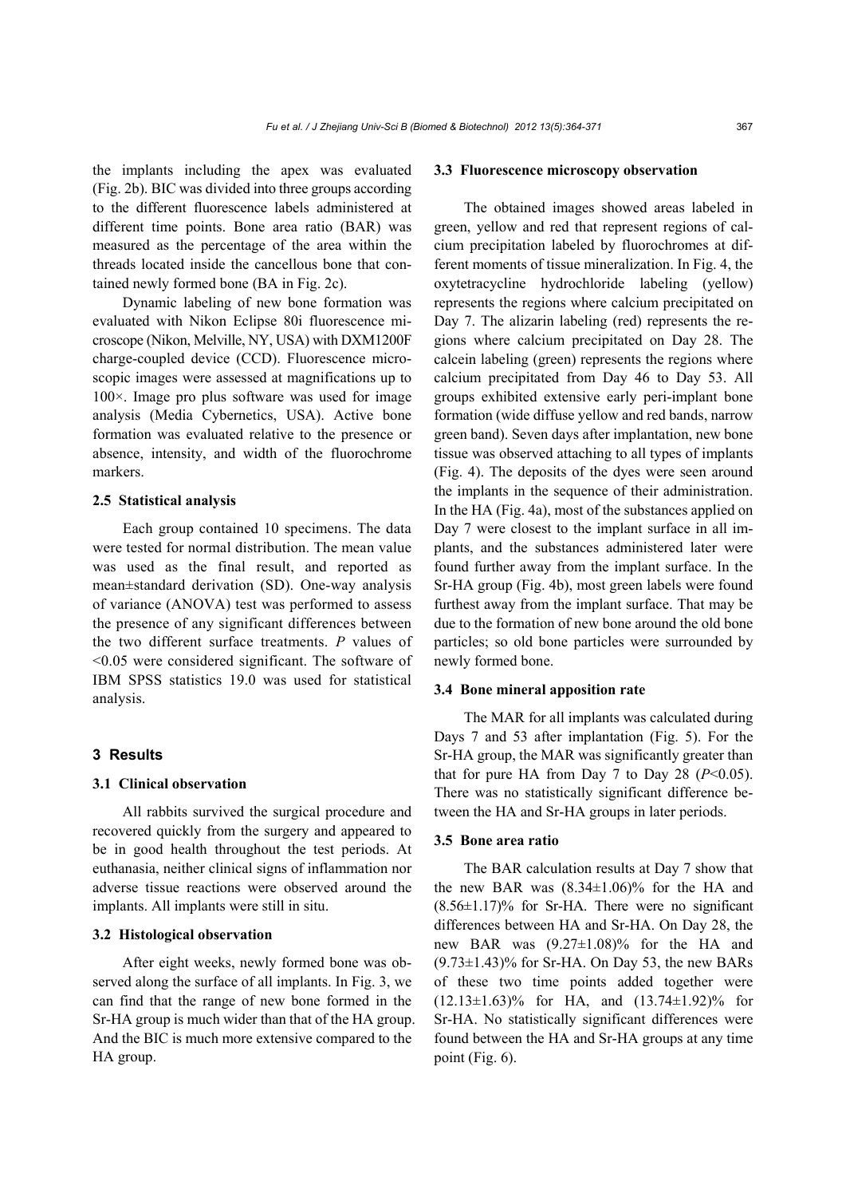the implants including the apex was evaluated (Fig. 2b). BIC was divided into three groups according to the different fluorescence labels administered at different time points. Bone area ratio (BAR) was measured as the percentage of the area within the threads located inside the cancellous bone that contained newly formed bone (BA in Fig. 2c).

Dynamic labeling of new bone formation was evaluated with Nikon Eclipse 80i fluorescence microscope (Nikon, Melville, NY, USA) with DXM1200F charge-coupled device (CCD). Fluorescence microscopic images were assessed at magnifications up to 100×. Image pro plus software was used for image analysis (Media Cybernetics, USA). Active bone formation was evaluated relative to the presence or absence, intensity, and width of the fluorochrome markers.

### 2.5 Statistical analysis

Each group contained 10 specimens. The data were tested for normal distribution. The mean value was used as the final result, and reported as mean±standard derivation (SD). One-way analysis of variance (ANOVA) test was performed to assess the presence of any significant differences between the two different surface treatments. *P* values of <0.05 were considered significant. The software of IBM SPSS statistics 19.0 was used for statistical analysis.

## 3 Results

### 3.1 Clinical observation

All rabbits survived the surgical procedure and recovered quickly from the surgery and appeared to be in good health throughout the test periods. At euthanasia, neither clinical signs of inflammation nor adverse tissue reactions were observed around the implants. All implants were still in situ.

### 3.2 Histological observation

After eight weeks, newly formed bone was observed along the surface of all implants. In Fig. 3, we can find that the range of new bone formed in the Sr-HA group is much wider than that of the HA group. And the BIC is much more extensive compared to the HA group.

### 3.3 Fluorescence microscopy observation

The obtained images showed areas labeled in green, yellow and red that represent regions of calcium precipitation labeled by fluorochromes at different moments of tissue mineralization. In Fig. 4, the oxytetracycline hydrochloride labeling (yellow) represents the regions where calcium precipitated on Day 7. The alizarin labeling (red) represents the regions where calcium precipitated on Day 28. The calcein labeling (green) represents the regions where calcium precipitated from Day 46 to Day 53. All groups exhibited extensive early peri-implant bone formation (wide diffuse yellow and red bands, narrow green band). Seven days after implantation, new bone tissue was observed attaching to all types of implants (Fig. 4). The deposits of the dyes were seen around the implants in the sequence of their administration. In the HA (Fig. 4a), most of the substances applied on Day 7 were closest to the implant surface in all implants, and the substances administered later were found further away from the implant surface. In the Sr-HA group (Fig. 4b), most green labels were found furthest away from the implant surface. That may be due to the formation of new bone around the old bone particles; so old bone particles were surrounded by newly formed bone.

### 3.4 Bone mineral apposition rate

The MAR for all implants was calculated during Days 7 and 53 after implantation (Fig. 5). For the Sr-HA group, the MAR was significantly greater than that for pure HA from Day 7 to Day 28 ($P<0.05$). There was no statistically significant difference between the HA and Sr-HA groups in later periods.

### 3.5 Bone area ratio

The BAR calculation results at Day 7 show that the new BAR was (8.34±1.06)% for the HA and (8.56±1.17)% for Sr-HA. There were no significant differences between HA and Sr-HA. On Day 28, the new BAR was (9.27±1.08)% for the HA and (9.73±1.43)% for Sr-HA. On Day 53, the new BARs of these two time points added together were (12.13±1.63)% for HA, and (13.74±1.92)% for Sr-HA. No statistically significant differences were found between the HA and Sr-HA groups at any time point (Fig. 6).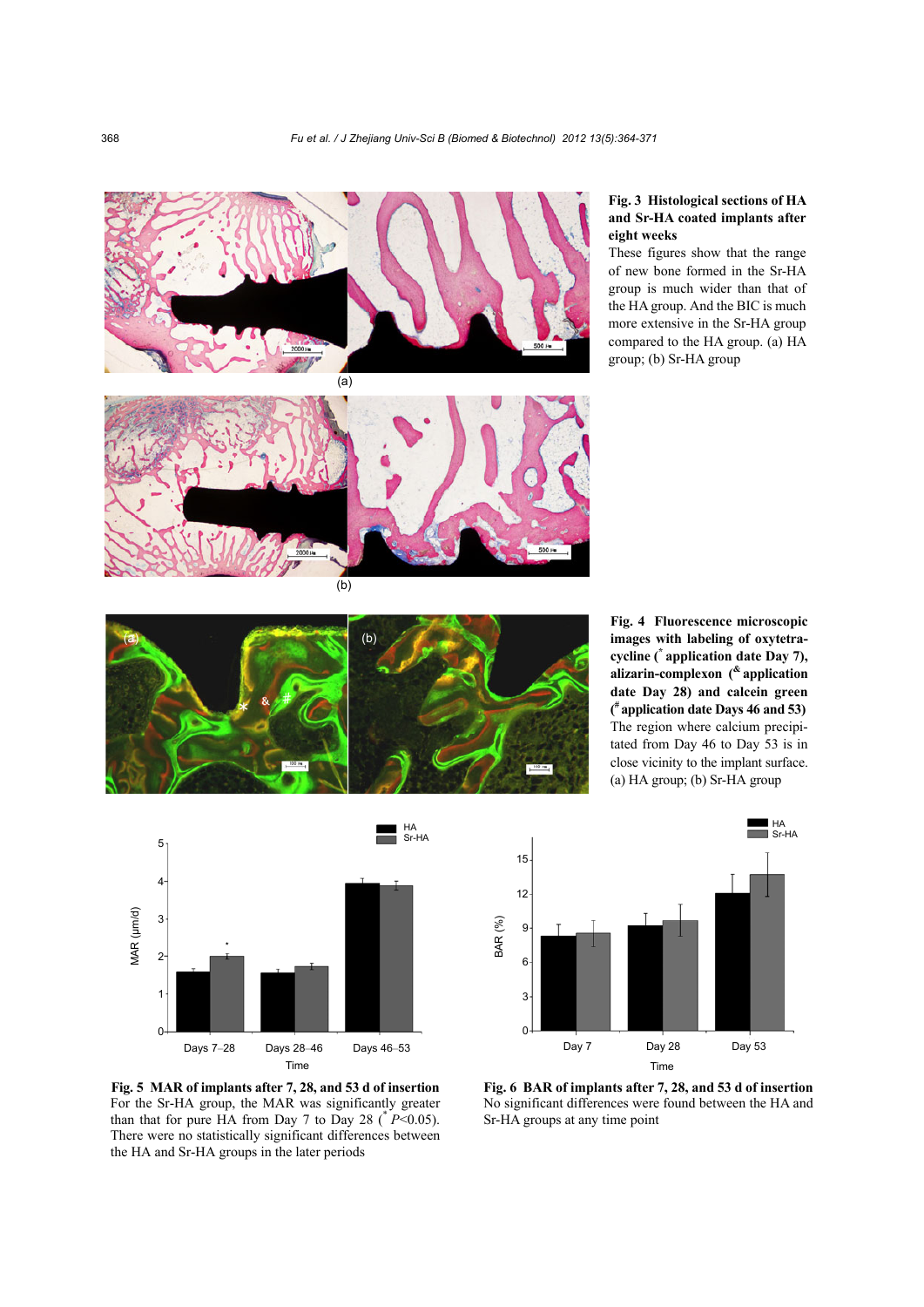**Fig. 3 Histological sections of HA and Sr-HA coated implants after eight weeks**

These figures show that the range of new bone formed in the Sr-HA group is much wider than that of the HA group. And the BIC is much more extensive in the Sr-HA group compared to the HA group. (a) HA group; (b) Sr-HA group

**Fig. 4 Fluorescence microscopic images with labeling of oxytetracycline (* application date Day 7), alizarin-complexon (& application date Day 28) and calcein green (# application date Days 46 and 53)**

The region where calcium precipitated from Day 46 to Day 53 is in close vicinity to the implant surface. (a) HA group; (b) Sr-HA group

**Fig. 5 MAR of implants after 7, 28, and 53 d of insertion**

For the Sr-HA group, the MAR was significantly greater than that for pure HA from Day 7 to Day 28 (* $P<0.05$). There were no statistically significant differences between the HA and Sr-HA groups in the later periods

**Fig. 6 BAR of implants after 7, 28, and 53 d of insertion**

No significant differences were found between the HA and Sr-HA groups at any time point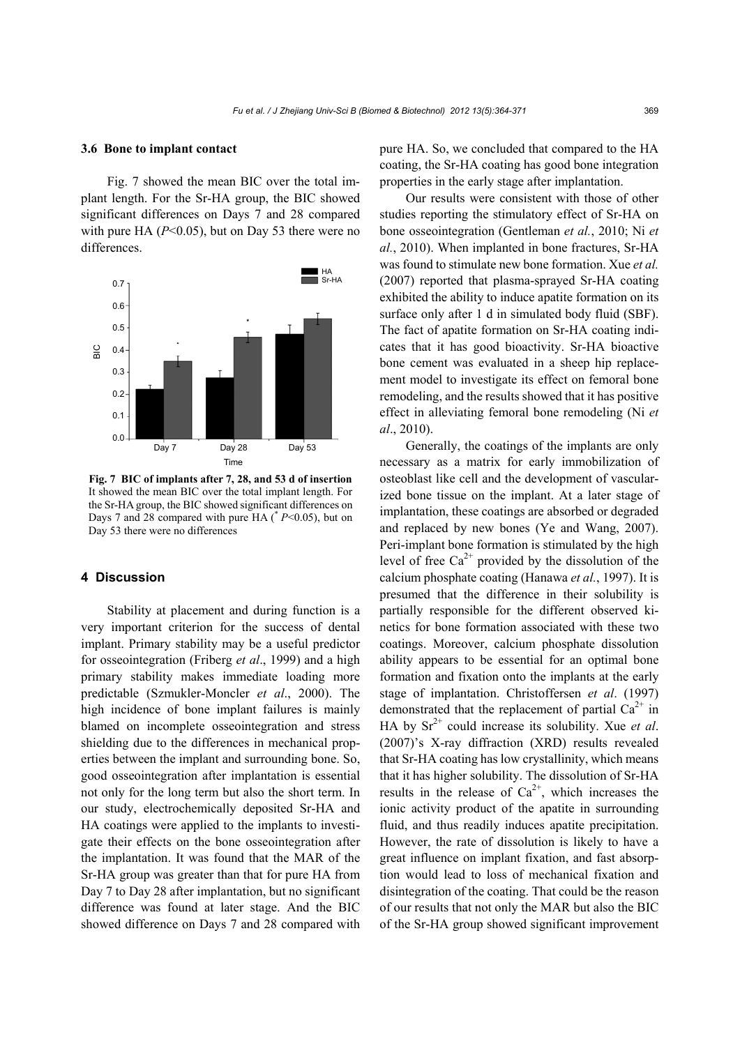### 3.6 Bone to implant contact

Fig. 7 showed the mean BIC over the total implant length. For the Sr-HA group, the BIC showed significant differences on Days 7 and 28 compared with pure HA ($P<0.05$), but on Day 53 there were no differences.

**Fig. 7 BIC of implants after 7, 28, and 53 d of insertion**
It showed the mean BIC over the total implant length. For the Sr-HA group, the BIC showed significant differences on Days 7 and 28 compared with pure HA ($^{*}P<0.05$), but on Day 53 there were no differences

## 4 Discussion

Stability at placement and during function is a very important criterion for the success of dental implant. Primary stability may be a useful predictor for osseointegration (Friberg *et al*., 1999) and a high primary stability makes immediate loading more predictable (Szmukler-Moncler *et al*., 2000). The high incidence of bone implant failures is mainly blamed on incomplete osseointegration and stress shielding due to the differences in mechanical properties between the implant and surrounding bone. So, good osseointegration after implantation is essential not only for the long term but also the short term. In our study, electrochemically deposited Sr-HA and HA coatings were applied to the implants to investigate their effects on the bone osseointegration after the implantation. It was found that the MAR of the Sr-HA group was greater than that for pure HA from Day 7 to Day 28 after implantation, but no significant difference was found at later stage. And the BIC showed difference on Days 7 and 28 compared with pure HA. So, we concluded that compared to the HA coating, the Sr-HA coating has good bone integration properties in the early stage after implantation.

Our results were consistent with those of other studies reporting the stimulatory effect of Sr-HA on bone osseointegration (Gentleman *et al.*, 2010; Ni *et al.*, 2010). When implanted in bone fractures, Sr-HA was found to stimulate new bone formation. Xue *et al.* (2007) reported that plasma-sprayed Sr-HA coating exhibited the ability to induce apatite formation on its surface only after 1 d in simulated body fluid (SBF). The fact of apatite formation on Sr-HA coating indicates that it has good bioactivity. Sr-HA bioactive bone cement was evaluated in a sheep hip replacement model to investigate its effect on femoral bone remodeling, and the results showed that it has positive effect in alleviating femoral bone remodeling (Ni *et al*., 2010).

Generally, the coatings of the implants are only necessary as a matrix for early immobilization of osteoblast like cell and the development of vascularized bone tissue on the implant. At a later stage of implantation, these coatings are absorbed or degraded and replaced by new bones (Ye and Wang, 2007). Peri-implant bone formation is stimulated by the high level of free $Ca^{2+}$ provided by the dissolution of the calcium phosphate coating (Hanawa *et al.*, 1997). It is presumed that the difference in their solubility is partially responsible for the different observed kinetics for bone formation associated with these two coatings. Moreover, calcium phosphate dissolution ability appears to be essential for an optimal bone formation and fixation onto the implants at the early stage of implantation. Christoffersen *et al*. (1997) demonstrated that the replacement of partial $Ca^{2+}$ in HA by $Sr^{2+}$ could increase its solubility. Xue *et al*. (2007)'s X-ray diffraction (XRD) results revealed that Sr-HA coating has low crystallinity, which means that it has higher solubility. The dissolution of Sr-HA results in the release of $Ca^{2+}$, which increases the ionic activity product of the apatite in surrounding fluid, and thus readily induces apatite precipitation. However, the rate of dissolution is likely to have a great influence on implant fixation, and fast absorption would lead to loss of mechanical fixation and disintegration of the coating. That could be the reason of our results that not only the MAR but also the BIC of the Sr-HA group showed significant improvement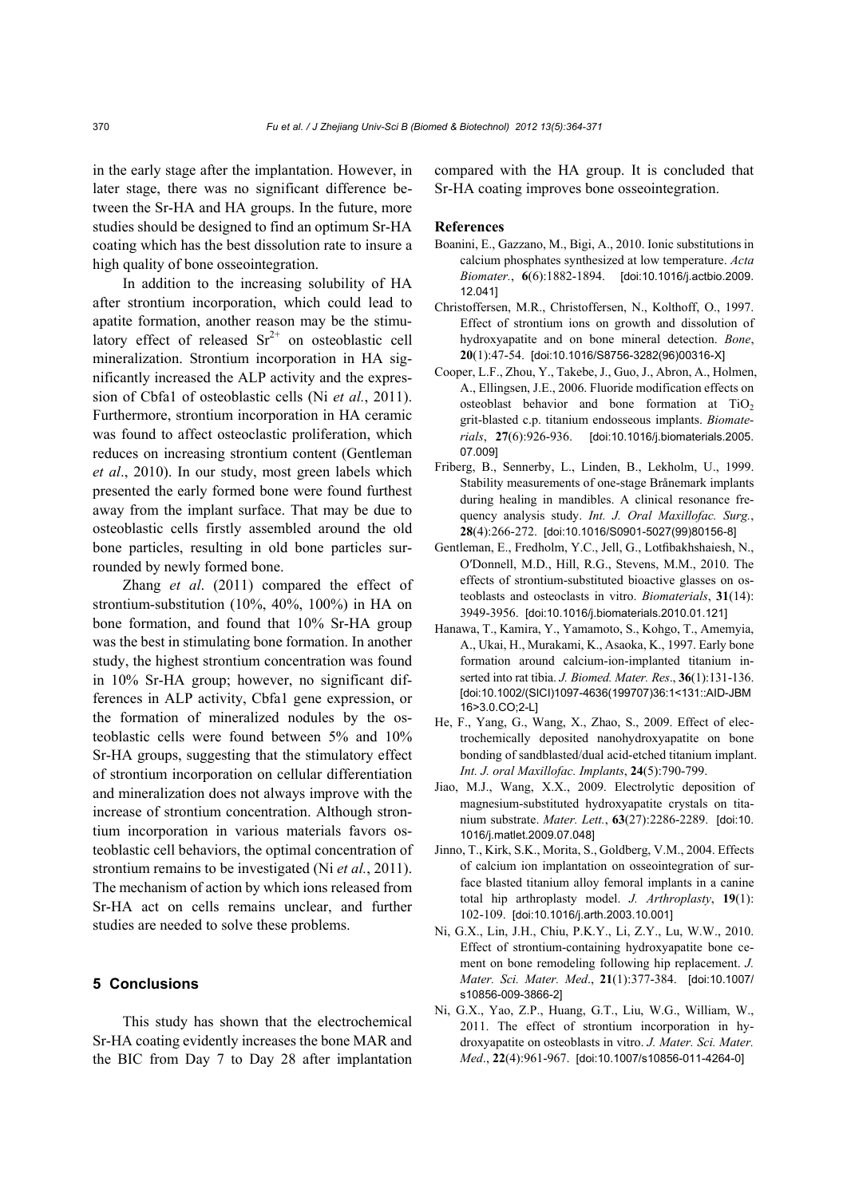in the early stage after the implantation. However, in later stage, there was no significant difference between the Sr-HA and HA groups. In the future, more studies should be designed to find an optimum Sr-HA coating which has the best dissolution rate to insure a high quality of bone osseointegration.

In addition to the increasing solubility of HA after strontium incorporation, which could lead to apatite formation, another reason may be the stimulatory effect of released $Sr^{2+}$ on osteoblastic cell mineralization. Strontium incorporation in HA significantly increased the ALP activity and the expression of Cbfa1 of osteoblastic cells (Ni *et al.*, 2011). Furthermore, strontium incorporation in HA ceramic was found to affect osteoclastic proliferation, which reduces on increasing strontium content (Gentleman *et al*., 2010). In our study, most green labels which presented the early formed bone were found furthest away from the implant surface. That may be due to osteoblastic cells firstly assembled around the old bone particles, resulting in old bone particles surrounded by newly formed bone.

Zhang *et al*. (2011) compared the effect of strontium-substitution (10%, 40%, 100%) in HA on bone formation, and found that 10% Sr-HA group was the best in stimulating bone formation. In another study, the highest strontium concentration was found in 10% Sr-HA group; however, no significant differences in ALP activity, Cbfa1 gene expression, or the formation of mineralized nodules by the osteoblastic cells were found between 5% and 10% Sr-HA groups, suggesting that the stimulatory effect of strontium incorporation on cellular differentiation and mineralization does not always improve with the increase of strontium concentration. Although strontium incorporation in various materials favors osteoblastic cell behaviors, the optimal concentration of strontium remains to be investigated (Ni *et al.*, 2011). The mechanism of action by which ions released from Sr-HA act on cells remains unclear, and further studies are needed to solve these problems.

## 5 Conclusions

This study has shown that the electrochemical Sr-HA coating evidently increases the bone MAR and the BIC from Day 7 to Day 28 after implantation compared with the HA group. It is concluded that Sr-HA coating improves bone osseointegration.

## References

Boanini, E., Gazzano, M., Bigi, A., 2010. Ionic substitutions in calcium phosphates synthesized at low temperature. *Acta Biomater.*, **6**(6):1882-1894. [doi:10.1016/j.actbio.2009.12.041]

Christoffersen, M.R., Christoffersen, N., Kolthoff, O., 1997. Effect of strontium ions on growth and dissolution of hydroxyapatite and on bone mineral detection. *Bone*, **20**(1):47-54. [doi:10.1016/S8756-3282(96)00316-X]

Cooper, L.F., Zhou, Y., Takebe, J., Guo, J., Abron, A., Holmen, A., Ellingsen, J.E., 2006. Fluoride modification effects on osteoblast behavior and bone formation at $TiO_2$ grit-blasted c.p. titanium endosseous implants. *Biomaterials*, **27**(6):926-936. [doi:10.1016/j.biomaterials.2005.07.009]

Friberg, B., Sennerby, L., Linden, B., Lekholm, U., 1999. Stability measurements of one-stage Brånemark implants during healing in mandibles. A clinical resonance frequency analysis study. *Int. J. Oral Maxillofac. Surg.*, **28**(4):266-272. [doi:10.1016/S0901-5027(99)80156-8]

Gentleman, E., Fredholm, Y.C., Jell, G., Lotfibakhshaiesh, N., O'Donnell, M.D., Hill, R.G., Stevens, M.M., 2010. The effects of strontium-substituted bioactive glasses on osteoblasts and osteoclasts in vitro. *Biomaterials*, **31**(14): 3949-3956. [doi:10.1016/j.biomaterials.2010.01.121]

Hanawa, T., Kamira, Y., Yamamoto, S., Kohgo, T., Amemyia, A., Ukai, H., Murakami, K., Asaoka, K., 1997. Early bone formation around calcium-ion-implanted titanium inserted into rat tibia. *J. Biomed. Mater. Res*., **36**(1):131-136. [doi:10.1002/(SICI)1097-4636(199707)36:1<131::AID-JBM16>3.0.CO;2-L]

He, F., Yang, G., Wang, X., Zhao, S., 2009. Effect of electrochemically deposited nanohydroxyapatite on bone bonding of sandblasted/dual acid-etched titanium implant. *Int. J. oral Maxillofac. Implants*, **24**(5):790-799.

Jiao, M.J., Wang, X.X., 2009. Electrolytic deposition of magnesium-substituted hydroxyapatite crystals on titanium substrate. *Mater. Lett.*, **63**(27):2286-2289. [doi:10.1016/j.matlet.2009.07.048]

Jinno, T., Kirk, S.K., Morita, S., Goldberg, V.M., 2004. Effects of calcium ion implantation on osseointegration of surface blasted titanium alloy femoral implants in a canine total hip arthroplasty model. *J. Arthroplasty*, **19**(1): 102-109. [doi:10.1016/j.arth.2003.10.001]

Ni, G.X., Lin, J.H., Chiu, P.K.Y., Li, Z.Y., Lu, W.W., 2010. Effect of strontium-containing hydroxyapatite bone cement on bone remodeling following hip replacement. *J. Mater. Sci. Mater. Med*., **21**(1):377-384. [doi:10.1007/s10856-009-3866-2]

Ni, G.X., Yao, Z.P., Huang, G.T., Liu, W.G., William, W., 2011. The effect of strontium incorporation in hydroxyapatite on osteoblasts in vitro. *J. Mater. Sci. Mater. Med*., **22**(4):961-967. [doi:10.1007/s10856-011-4264-0]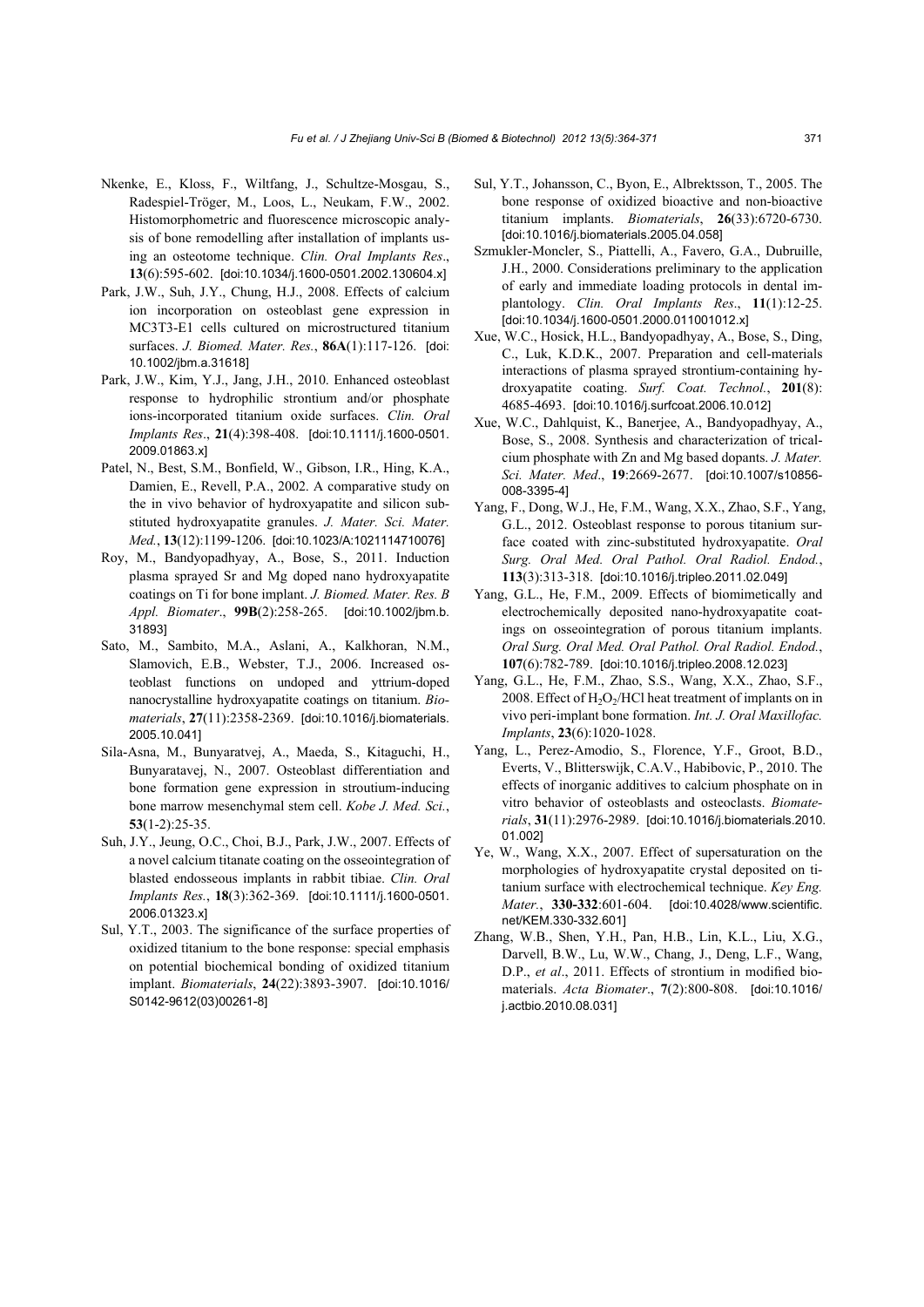Nkenke, E., Kloss, F., Wiltfang, J., Schultze-Mosgau, S., Radespiel-Tröger, M., Loos, L., Neukam, F.W., 2002. Histomorphometric and fluorescence microscopic analysis of bone remodelling after installation of implants using an osteotome technique. *Clin. Oral Implants Res*., **13**(6):595-602. [doi:10.1034/j.1600-0501.2002.130604.x]

Park, J.W., Suh, J.Y., Chung, H.J., 2008. Effects of calcium ion incorporation on osteoblast gene expression in MC3T3-E1 cells cultured on microstructured titanium surfaces. *J. Biomed. Mater. Res.*, **86A**(1):117-126. [doi:10.1002/jbm.a.31618]

Park, J.W., Kim, Y.J., Jang, J.H., 2010. Enhanced osteoblast response to hydrophilic strontium and/or phosphate ions-incorporated titanium oxide surfaces. *Clin. Oral Implants Res*., **21**(4):398-408. [doi:10.1111/j.1600-0501.2009.01863.x]

Patel, N., Best, S.M., Bonfield, W., Gibson, I.R., Hing, K.A., Damien, E., Revell, P.A., 2002. A comparative study on the in vivo behavior of hydroxyapatite and silicon substituted hydroxyapatite granules. *J. Mater. Sci. Mater. Med.*, **13**(12):1199-1206. [doi:10.1023/A:1021114710076]

Roy, M., Bandyopadhyay, A., Bose, S., 2011. Induction plasma sprayed Sr and Mg doped nano hydroxyapatite coatings on Ti for bone implant. *J. Biomed. Mater. Res. B Appl. Biomater*., **99B**(2):258-265. [doi:10.1002/jbm.b.31893]

Sato, M., Sambito, M.A., Aslani, A., Kalkhoran, N.M., Slamovich, E.B., Webster, T.J., 2006. Increased osteoblast functions on undoped and yttrium-doped nanocrystalline hydroxyapatite coatings on titanium. *Biomaterials*, **27**(11):2358-2369. [doi:10.1016/j.biomaterials.2005.10.041]

Sila-Asna, M., Bunyaratvej, A., Maeda, S., Kitaguchi, H., Bunyaratavej, N., 2007. Osteoblast differentiation and bone formation gene expression in stroutium-inducing bone marrow mesenchymal stem cell. *Kobe J. Med. Sci.*, **53**(1-2):25-35.

Suh, J.Y., Jeung, O.C., Choi, B.J., Park, J.W., 2007. Effects of a novel calcium titanate coating on the osseointegration of blasted endosseous implants in rabbit tibiae. *Clin. Oral Implants Res.*, **18**(3):362-369. [doi:10.1111/j.1600-0501.2006.01323.x]

Sul, Y.T., 2003. The significance of the surface properties of oxidized titanium to the bone response: special emphasis on potential biochemical bonding of oxidized titanium implant. *Biomaterials*, **24**(22):3893-3907. [doi:10.1016/S0142-9612(03)00261-8]

Sul, Y.T., Johansson, C., Byon, E., Albrektsson, T., 2005. The bone response of oxidized bioactive and non-bioactive titanium implants. *Biomaterials*, **26**(33):6720-6730. [doi:10.1016/j.biomaterials.2005.04.058]

Szmukler-Moncler, S., Piattelli, A., Favero, G.A., Dubruille, J.H., 2000. Considerations preliminary to the application of early and immediate loading protocols in dental implantology. *Clin. Oral Implants Res*., **11**(1):12-25. [doi:10.1034/j.1600-0501.2000.011001012.x]

Xue, W.C., Hosick, H.L., Bandyopadhyay, A., Bose, S., Ding, C., Luk, K.D.K., 2007. Preparation and cell-materials interactions of plasma sprayed strontium-containing hydroxyapatite coating. *Surf. Coat. Technol.*, **201**(8): 4685-4693. [doi:10.1016/j.surfcoat.2006.10.012]

Xue, W.C., Dahlquist, K., Banerjee, A., Bandyopadhyay, A., Bose, S., 2008. Synthesis and characterization of tricalcium phosphate with Zn and Mg based dopants. *J. Mater. Sci. Mater. Med*., **19**:2669-2677. [doi:10.1007/s10856-008-3395-4]

Yang, F., Dong, W.J., He, F.M., Wang, X.X., Zhao, S.F., Yang, G.L., 2012. Osteoblast response to porous titanium surface coated with zinc-substituted hydroxyapatite. *Oral Surg. Oral Med. Oral Pathol. Oral Radiol. Endod.*, **113**(3):313-318. [doi:10.1016/j.tripleo.2011.02.049]

Yang, G.L., He, F.M., 2009. Effects of biomimetically and electrochemically deposited nano-hydroxyapatite coatings on osseointegration of porous titanium implants. *Oral Surg. Oral Med. Oral Pathol. Oral Radiol. Endod.*, **107**(6):782-789. [doi:10.1016/j.tripleo.2008.12.023]

Yang, G.L., He, F.M., Zhao, S.S., Wang, X.X., Zhao, S.F., 2008. Effect of $H_2O_2$/HCl heat treatment of implants on in vivo peri-implant bone formation. *Int. J. Oral Maxillofac. Implants*, **23**(6):1020-1028.

Yang, L., Perez-Amodio, S., Florence, Y.F., Groot, B.D., Everts, V., Blitterswijk, C.A.V., Habibovic, P., 2010. The effects of inorganic additives to calcium phosphate on in vitro behavior of osteoblasts and osteoclasts. *Biomaterials*, **31**(11):2976-2989. [doi:10.1016/j.biomaterials.2010.01.002]

Ye, W., Wang, X.X., 2007. Effect of supersaturation on the morphologies of hydroxyapatite crystal deposited on titanium surface with electrochemical technique. *Key Eng. Mater.*, **330-332**:601-604. [doi:10.4028/www.scientific.net/KEM.330-332.601]

Zhang, W.B., Shen, Y.H., Pan, H.B., Lin, K.L., Liu, X.G., Darvell, B.W., Lu, W.W., Chang, J., Deng, L.F., Wang, D.P., *et al*., 2011. Effects of strontium in modified biomaterials. *Acta Biomater*., **7**(2):800-808. [doi:10.1016/j.actbio.2010.08.031]